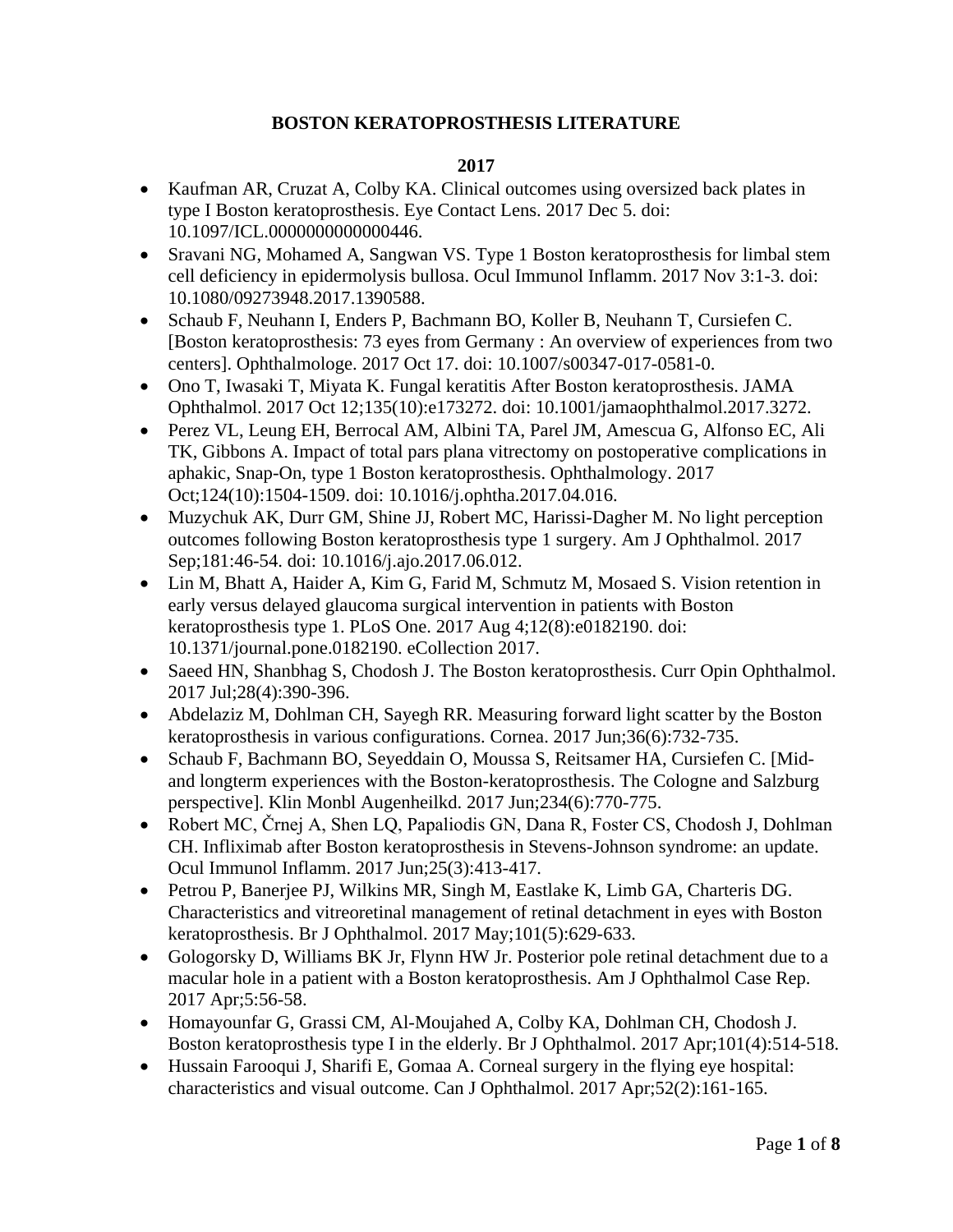# BOSTON KERATOPROSTHESIS LITERATURE

## 2017

- Kaufman AR, Cruzat A, Colby KA. Clinical outcomes using oversized back plates in type I Boston keratoprosthesis. Eye Contact Lens. 2017 Dec 5. doi: 10.1097/ICL.0000000000000446.
- Sravani NG, Mohamed A, Sangwan VS. Type 1 Boston keratoprosthesis for limbal stem cell deficiency in epidermolysis bullosa. Ocul Immunol Inflamm. 2017 Nov 3:1-3. doi: 10.1080/09273948.2017.1390588.
- Schaub F, Neuhann I, Enders P, Bachmann BO, Koller B, Neuhann T, Cursiefen C. [Boston keratoprosthesis: 73 eyes from Germany : An overview of experiences from two centers]. Ophthalmologe. 2017 Oct 17. doi: 10.1007/s00347-017-0581-0.
- Ono T, Iwasaki T, Miyata K. Fungal keratitis After Boston keratoprosthesis. JAMA Ophthalmol. 2017 Oct 12;135(10):e173272. doi: 10.1001/jamaophthalmol.2017.3272.
- Perez VL, Leung EH, Berrocal AM, Albini TA, Parel JM, Amescua G, Alfonso EC, Ali TK, Gibbons A. Impact of total pars plana vitrectomy on postoperative complications in aphakic, Snap-On, type 1 Boston keratoprosthesis. Ophthalmology. 2017 Oct;124(10):1504-1509. doi: 10.1016/j.ophtha.2017.04.016.
- Muzychuk AK, Durr GM, Shine JJ, Robert MC, Harissi-Dagher M. No light perception outcomes following Boston keratoprosthesis type 1 surgery. Am J Ophthalmol. 2017 Sep;181:46-54. doi: 10.1016/j.ajo.2017.06.012.
- Lin M, Bhatt A, Haider A, Kim G, Farid M, Schmutz M, Mosaed S. Vision retention in early versus delayed glaucoma surgical intervention in patients with Boston keratoprosthesis type 1. PLoS One. 2017 Aug 4;12(8):e0182190. doi: 10.1371/journal.pone.0182190. eCollection 2017.
- Saeed HN, Shanbhag S, Chodosh J. The Boston keratoprosthesis. Curr Opin Ophthalmol. 2017 Jul;28(4):390-396.
- Abdelaziz M, Dohlman CH, Sayegh RR. Measuring forward light scatter by the Boston keratoprosthesis in various configurations. Cornea. 2017 Jun;36(6):732-735.
- Schaub F, Bachmann BO, Seyeddain O, Moussa S, Reitsamer HA, Cursiefen C. [Mid- and longterm experiences with the Boston-keratoprosthesis. The Cologne and Salzburg perspective]. Klin Monbl Augenheilkd. 2017 Jun;234(6):770-775.
- Robert MC, Črnej A, Shen LQ, Papaliodis GN, Dana R, Foster CS, Chodosh J, Dohlman CH. Infliximab after Boston keratoprosthesis in Stevens-Johnson syndrome: an update. Ocul Immunol Inflamm. 2017 Jun;25(3):413-417.
- Petrou P, Banerjee PJ, Wilkins MR, Singh M, Eastlake K, Limb GA, Charteris DG. Characteristics and vitreoretinal management of retinal detachment in eyes with Boston keratoprosthesis. Br J Ophthalmol. 2017 May;101(5):629-633.
- Gologorsky D, Williams BK Jr, Flynn HW Jr. Posterior pole retinal detachment due to a macular hole in a patient with a Boston keratoprosthesis. Am J Ophthalmol Case Rep. 2017 Apr;5:56-58.
- Homayounfar G, Grassi CM, Al-Moujahed A, Colby KA, Dohlman CH, Chodosh J. Boston keratoprosthesis type I in the elderly. Br J Ophthalmol. 2017 Apr;101(4):514-518.
- Hussain Farooqui J, Sharifi E, Gomaa A. Corneal surgery in the flying eye hospital: characteristics and visual outcome. Can J Ophthalmol. 2017 Apr;52(2):161-165.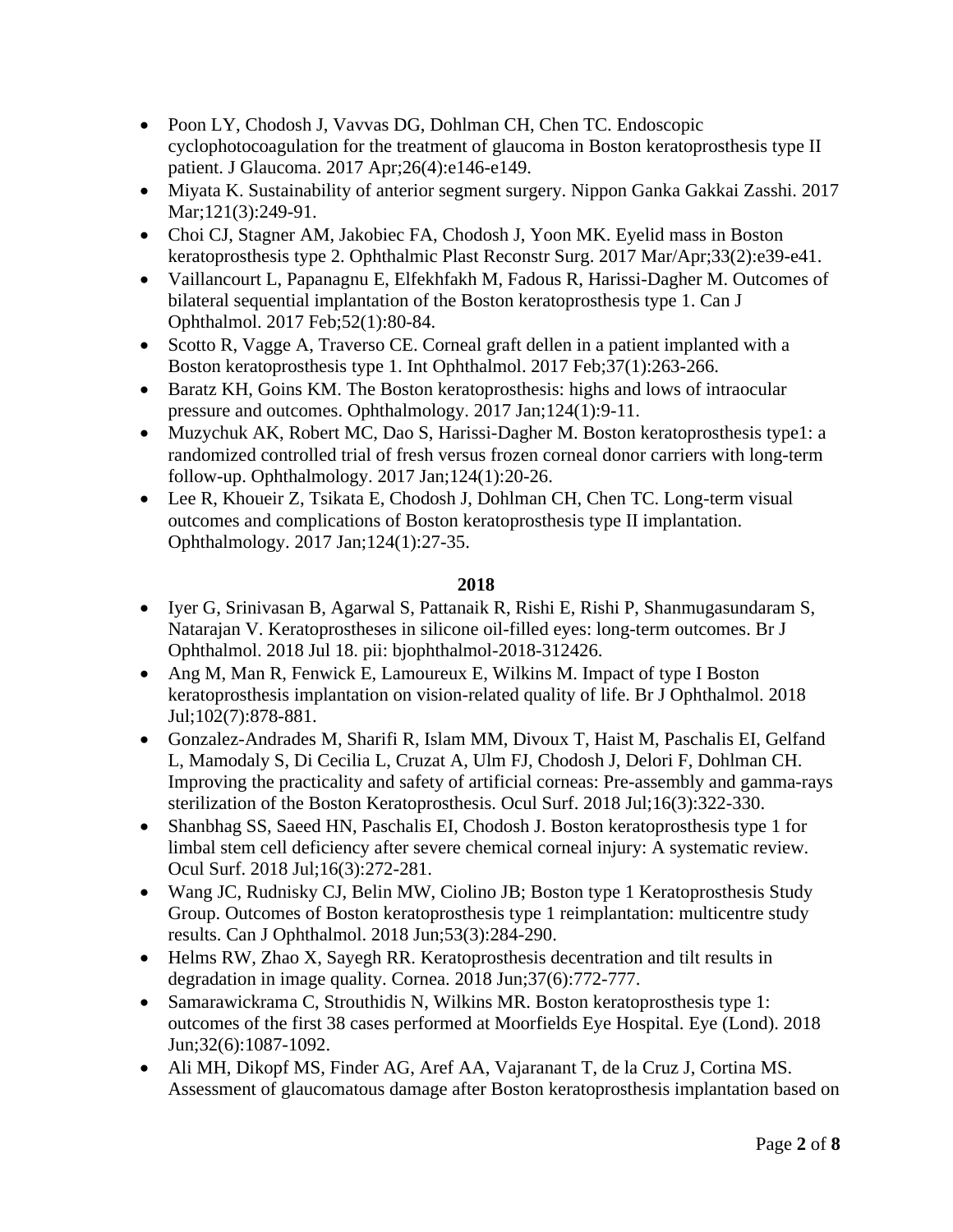- Poon LY, Chodosh J, Vavvas DG, Dohlman CH, Chen TC. Endoscopic cyclophotocoagulation for the treatment of glaucoma in Boston keratoprosthesis type II patient. J Glaucoma. 2017 Apr;26(4):e146-e149.
- Miyata K. Sustainability of anterior segment surgery. Nippon Ganka Gakkai Zasshi. 2017 Mar;121(3):249-91.
- Choi CJ, Stagner AM, Jakobiec FA, Chodosh J, Yoon MK. Eyelid mass in Boston keratoprosthesis type 2. Ophthalmic Plast Reconstr Surg. 2017 Mar/Apr;33(2):e39-e41.
- Vaillancourt L, Papanagnu E, Elfekhfakh M, Fadous R, Harissi-Dagher M. Outcomes of bilateral sequential implantation of the Boston keratoprosthesis type 1. Can J Ophthalmol. 2017 Feb;52(1):80-84.
- Scotto R, Vagge A, Traverso CE. Corneal graft dellen in a patient implanted with a Boston keratoprosthesis type 1. Int Ophthalmol. 2017 Feb;37(1):263-266.
- Baratz KH, Goins KM. The Boston keratoprosthesis: highs and lows of intraocular pressure and outcomes. Ophthalmology. 2017 Jan;124(1):9-11.
- Muzychuk AK, Robert MC, Dao S, Harissi-Dagher M. Boston keratoprosthesis type1: a randomized controlled trial of fresh versus frozen corneal donor carriers with long-term follow-up. Ophthalmology. 2017 Jan;124(1):20-26.
- Lee R, Khoueir Z, Tsikata E, Chodosh J, Dohlman CH, Chen TC. Long-term visual outcomes and complications of Boston keratoprosthesis type II implantation. Ophthalmology. 2017 Jan;124(1):27-35.

**2018**

- Iyer G, Srinivasan B, Agarwal S, Pattanaik R, Rishi E, Rishi P, Shanmugasundaram S, Natarajan V. Keratoprostheses in silicone oil-filled eyes: long-term outcomes. Br J Ophthalmol. 2018 Jul 18. pii: bjophthalmol-2018-312426.
- Ang M, Man R, Fenwick E, Lamoureux E, Wilkins M. Impact of type I Boston keratoprosthesis implantation on vision-related quality of life. Br J Ophthalmol. 2018 Jul;102(7):878-881.
- Gonzalez-Andrades M, Sharifi R, Islam MM, Divoux T, Haist M, Paschalis EI, Gelfand L, Mamodaly S, Di Cecilia L, Cruzat A, Ulm FJ, Chodosh J, Delori F, Dohlman CH. Improving the practicality and safety of artificial corneas: Pre-assembly and gamma-rays sterilization of the Boston Keratoprosthesis. Ocul Surf. 2018 Jul;16(3):322-330.
- Shanbhag SS, Saeed HN, Paschalis EI, Chodosh J. Boston keratoprosthesis type 1 for limbal stem cell deficiency after severe chemical corneal injury: A systematic review. Ocul Surf. 2018 Jul;16(3):272-281.
- Wang JC, Rudnisky CJ, Belin MW, Ciolino JB; Boston type 1 Keratoprosthesis Study Group. Outcomes of Boston keratoprosthesis type 1 reimplantation: multicentre study results. Can J Ophthalmol. 2018 Jun;53(3):284-290.
- Helms RW, Zhao X, Sayegh RR. Keratoprosthesis decentration and tilt results in degradation in image quality. Cornea. 2018 Jun;37(6):772-777.
- Samarawickrama C, Strouthidis N, Wilkins MR. Boston keratoprosthesis type 1: outcomes of the first 38 cases performed at Moorfields Eye Hospital. Eye (Lond). 2018 Jun;32(6):1087-1092.
- Ali MH, Dikopf MS, Finder AG, Aref AA, Vajaranant T, de la Cruz J, Cortina MS. Assessment of glaucomatous damage after Boston keratoprosthesis implantation based on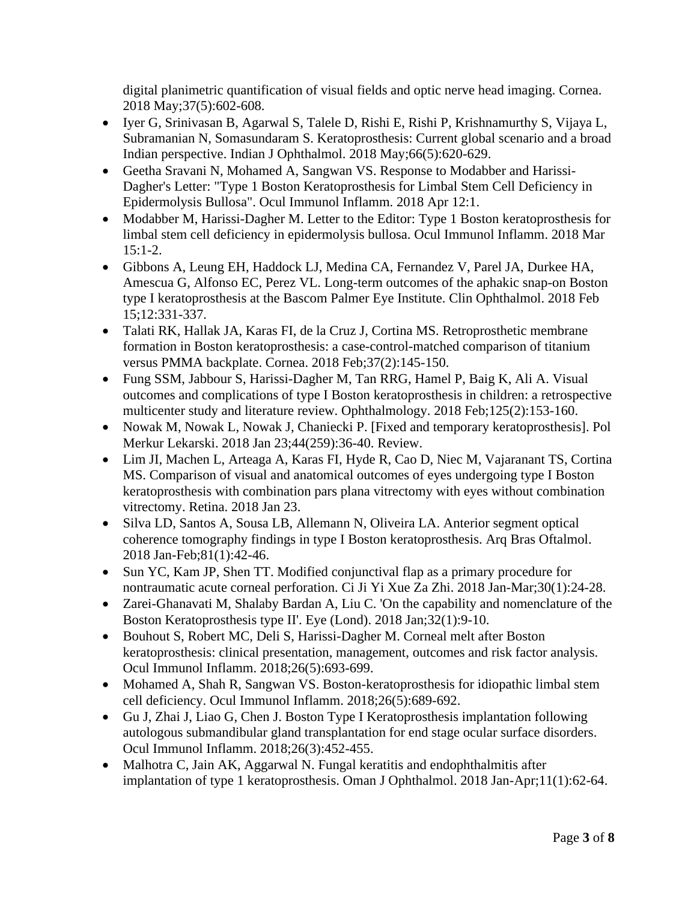digital planimetric quantification of visual fields and optic nerve head imaging. Cornea. 2018 May;37(5):602-608.

- Iyer G, Srinivasan B, Agarwal S, Talele D, Rishi E, Rishi P, Krishnamurthy S, Vijaya L, Subramanian N, Somasundaram S. Keratoprosthesis: Current global scenario and a broad Indian perspective. Indian J Ophthalmol. 2018 May;66(5):620-629.
- Geetha Sravani N, Mohamed A, Sangwan VS. Response to Modabber and Harissi-Dagher's Letter: "Type 1 Boston Keratoprosthesis for Limbal Stem Cell Deficiency in Epidermolysis Bullosa". Ocul Immunol Inflamm. 2018 Apr 12:1.
- Modabber M, Harissi-Dagher M. Letter to the Editor: Type 1 Boston keratoprosthesis for limbal stem cell deficiency in epidermolysis bullosa. Ocul Immunol Inflamm. 2018 Mar 15:1-2.
- Gibbons A, Leung EH, Haddock LJ, Medina CA, Fernandez V, Parel JA, Durkee HA, Amescua G, Alfonso EC, Perez VL. Long-term outcomes of the aphakic snap-on Boston type I keratoprosthesis at the Bascom Palmer Eye Institute. Clin Ophthalmol. 2018 Feb 15;12:331-337.
- Talati RK, Hallak JA, Karas FI, de la Cruz J, Cortina MS. Retroprosthetic membrane formation in Boston keratoprosthesis: a case-control-matched comparison of titanium versus PMMA backplate. Cornea. 2018 Feb;37(2):145-150.
- Fung SSM, Jabbour S, Harissi-Dagher M, Tan RRG, Hamel P, Baig K, Ali A. Visual outcomes and complications of type I Boston keratoprosthesis in children: a retrospective multicenter study and literature review. Ophthalmology. 2018 Feb;125(2):153-160.
- Nowak M, Nowak L, Nowak J, Chaniecki P. [Fixed and temporary keratoprosthesis]. Pol Merkur Lekarski. 2018 Jan 23;44(259):36-40. Review.
- Lim JI, Machen L, Arteaga A, Karas FI, Hyde R, Cao D, Niec M, Vajaranant TS, Cortina MS. Comparison of visual and anatomical outcomes of eyes undergoing type I Boston keratoprosthesis with combination pars plana vitrectomy with eyes without combination vitrectomy. Retina. 2018 Jan 23.
- Silva LD, Santos A, Sousa LB, Allemann N, Oliveira LA. Anterior segment optical coherence tomography findings in type I Boston keratoprosthesis. Arq Bras Oftalmol. 2018 Jan-Feb;81(1):42-46.
- Sun YC, Kam JP, Shen TT. Modified conjunctival flap as a primary procedure for nontraumatic acute corneal perforation. Ci Ji Yi Xue Za Zhi. 2018 Jan-Mar;30(1):24-28.
- Zarei-Ghanavati M, Shalaby Bardan A, Liu C. 'On the capability and nomenclature of the Boston Keratoprosthesis type II'. Eye (Lond). 2018 Jan;32(1):9-10.
- Bouhout S, Robert MC, Deli S, Harissi-Dagher M. Corneal melt after Boston keratoprosthesis: clinical presentation, management, outcomes and risk factor analysis. Ocul Immunol Inflamm. 2018;26(5):693-699.
- Mohamed A, Shah R, Sangwan VS. Boston-keratoprosthesis for idiopathic limbal stem cell deficiency. Ocul Immunol Inflamm. 2018;26(5):689-692.
- Gu J, Zhai J, Liao G, Chen J. Boston Type I Keratoprosthesis implantation following autologous submandibular gland transplantation for end stage ocular surface disorders. Ocul Immunol Inflamm. 2018;26(3):452-455.
- Malhotra C, Jain AK, Aggarwal N. Fungal keratitis and endophthalmitis after implantation of type 1 keratoprosthesis. Oman J Ophthalmol. 2018 Jan-Apr;11(1):62-64.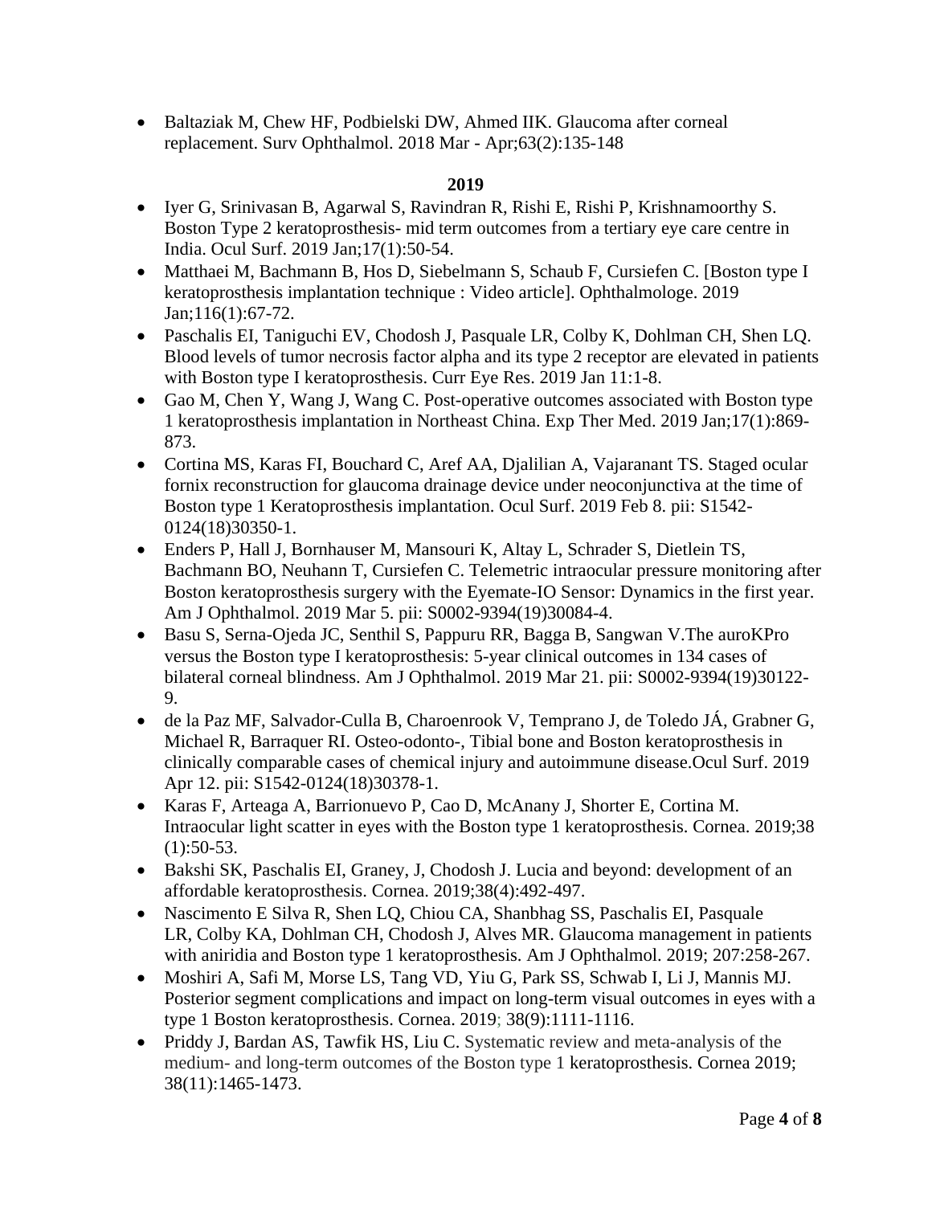- Baltaziak M, Chew HF, Podbielski DW, Ahmed IIK. Glaucoma after corneal replacement. Surv Ophthalmol. 2018 Mar - Apr;63(2):135-148

**2019**

- Iyer G, Srinivasan B, Agarwal S, Ravindran R, Rishi E, Rishi P, Krishnamoorthy S. Boston Type 2 keratoprosthesis- mid term outcomes from a tertiary eye care centre in India. Ocul Surf. 2019 Jan;17(1):50-54.
- Matthaei M, Bachmann B, Hos D, Siebelmann S, Schaub F, Cursiefen C. [Boston type I keratoprosthesis implantation technique : Video article]. Ophthalmologe. 2019 Jan;116(1):67-72.
- Paschalis EI, Taniguchi EV, Chodosh J, Pasquale LR, Colby K, Dohlman CH, Shen LQ. Blood levels of tumor necrosis factor alpha and its type 2 receptor are elevated in patients with Boston type I keratoprosthesis. Curr Eye Res. 2019 Jan 11:1-8.
- Gao M, Chen Y, Wang J, Wang C. Post-operative outcomes associated with Boston type 1 keratoprosthesis implantation in Northeast China. Exp Ther Med. 2019 Jan;17(1):869-873.
- Cortina MS, Karas FI, Bouchard C, Aref AA, Djalilian A, Vajaranant TS. Staged ocular fornix reconstruction for glaucoma drainage device under neoconjunctiva at the time of Boston type 1 Keratoprosthesis implantation. Ocul Surf. 2019 Feb 8. pii: S1542-0124(18)30350-1.
- Enders P, Hall J, Bornhauser M, Mansouri K, Altay L, Schrader S, Dietlein TS, Bachmann BO, Neuhann T, Cursiefen C. Telemetric intraocular pressure monitoring after Boston keratoprosthesis surgery with the Eyemate-IO Sensor: Dynamics in the first year. Am J Ophthalmol. 2019 Mar 5. pii: S0002-9394(19)30084-4.
- Basu S, Serna-Ojeda JC, Senthil S, Pappuru RR, Bagga B, Sangwan V.The auroKPro versus the Boston type I keratoprosthesis: 5-year clinical outcomes in 134 cases of bilateral corneal blindness. Am J Ophthalmol. 2019 Mar 21. pii: S0002-9394(19)30122-9.
- de la Paz MF, Salvador-Culla B, Charoenrook V, Temprano J, de Toledo JÁ, Grabner G, Michael R, Barraquer RI. Osteo-odonto-, Tibial bone and Boston keratoprosthesis in clinically comparable cases of chemical injury and autoimmune disease.Ocul Surf. 2019 Apr 12. pii: S1542-0124(18)30378-1.
- Karas F, Arteaga A, Barrionuevo P, Cao D, McAnany J, Shorter E, Cortina M. Intraocular light scatter in eyes with the Boston type 1 keratoprosthesis. Cornea. 2019;38 (1):50-53.
- Bakshi SK, Paschalis EI, Graney, J, Chodosh J. Lucia and beyond: development of an affordable keratoprosthesis. Cornea. 2019;38(4):492-497.
- Nascimento E Silva R, Shen LQ, Chiou CA, Shanbhag SS, Paschalis EI, Pasquale LR, Colby KA, Dohlman CH, Chodosh J, Alves MR. Glaucoma management in patients with aniridia and Boston type 1 keratoprosthesis. Am J Ophthalmol. 2019; 207:258-267.
- Moshiri A, Safi M, Morse LS, Tang VD, Yiu G, Park SS, Schwab I, Li J, Mannis MJ. Posterior segment complications and impact on long-term visual outcomes in eyes with a type 1 Boston keratoprosthesis. Cornea. 2019; 38(9):1111-1116.
- Priddy J, Bardan AS, Tawfik HS, Liu C. Systematic review and meta-analysis of the medium- and long-term outcomes of the Boston type 1 keratoprosthesis. Cornea 2019; 38(11):1465-1473.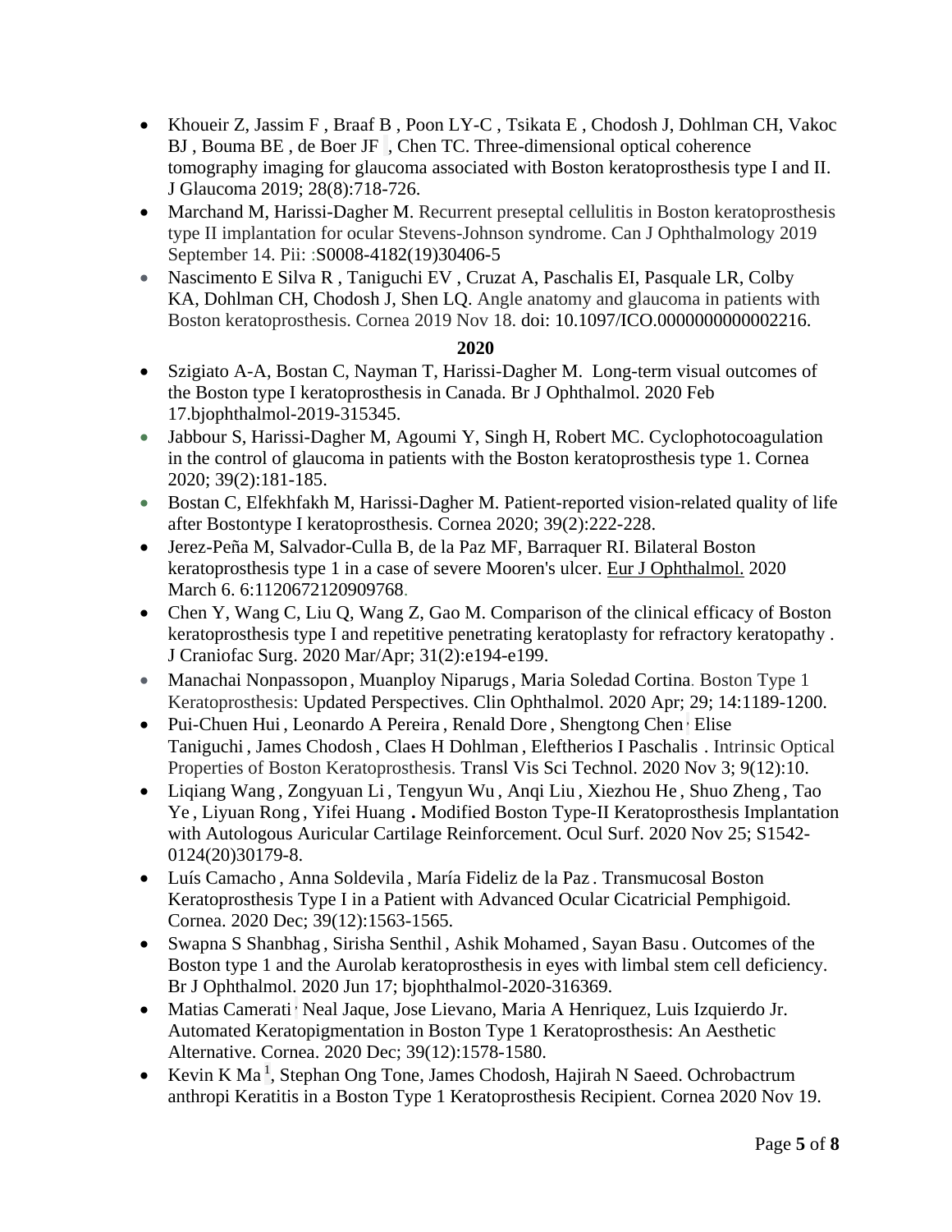- Khoueir Z, Jassim F , Braaf B , Poon LY-C , Tsikata E , Chodosh J, Dohlman CH, Vakoc BJ , Bouma BE , de Boer JF , Chen TC. Three-dimensional optical coherence tomography imaging for glaucoma associated with Boston keratoprosthesis type I and II. J Glaucoma 2019; 28(8):718-726.
- Marchand M, Harissi-Dagher M. Recurrent preseptal cellulitis in Boston keratoprosthesis type II implantation for ocular Stevens-Johnson syndrome. Can J Ophthalmology 2019 September 14. Pii: :S0008-4182(19)30406-5
- Nascimento E Silva R , Taniguchi EV , Cruzat A, Paschalis EI, Pasquale LR, Colby KA, Dohlman CH, Chodosh J, Shen LQ. Angle anatomy and glaucoma in patients with Boston keratoprosthesis. Cornea 2019 Nov 18. doi: 10.1097/ICO.0000000000002216.

**2020**

- Szigiato A-A, Bostan C, Nayman T, Harissi-Dagher M. Long-term visual outcomes of the Boston type I keratoprosthesis in Canada. Br J Ophthalmol. 2020 Feb 17.bjophthalmol-2019-315345.
- Jabbour S, Harissi-Dagher M, Agoumi Y, Singh H, Robert MC. Cyclophotocoagulation in the control of glaucoma in patients with the Boston keratoprosthesis type 1. Cornea 2020; 39(2):181-185.
- Bostan C, Elfekhfakh M, Harissi-Dagher M. Patient-reported vision-related quality of life after Bostontype I keratoprosthesis. Cornea 2020; 39(2):222-228.
- Jerez-Peña M, Salvador-Culla B, de la Paz MF, Barraquer RI. Bilateral Boston keratoprosthesis type 1 in a case of severe Mooren's ulcer. Eur J Ophthalmol. 2020 March 6. 6:1120672120909768.
- Chen Y, Wang C, Liu Q, Wang Z, Gao M. Comparison of the clinical efficacy of Boston keratoprosthesis type I and repetitive penetrating keratoplasty for refractory keratopathy . J Craniofac Surg. 2020 Mar/Apr; 31(2):e194-e199.
- Manachai Nonpassopon , Muanploy Niparugs , Maria Soledad Cortina. Boston Type 1 Keratoprosthesis: Updated Perspectives. Clin Ophthalmol. 2020 Apr; 29; 14:1189-1200.
- Pui-Chuen Hui , Leonardo A Pereira , Renald Dore , Shengtong Chen , Elise Taniguchi , James Chodosh , Claes H Dohlman , Eleftherios I Paschalis . Intrinsic Optical Properties of Boston Keratoprosthesis. Transl Vis Sci Technol. 2020 Nov 3; 9(12):10.
- Liqiang Wang , Zongyuan Li , Tengyun Wu , Anqi Liu , Xiezhou He , Shuo Zheng , Tao Ye , Liyuan Rong , Yifei Huang **.** Modified Boston Type-II Keratoprosthesis Implantation with Autologous Auricular Cartilage Reinforcement. Ocul Surf. 2020 Nov 25; S1542-0124(20)30179-8.
- Luís Camacho , Anna Soldevila , María Fideliz de la Paz . Transmucosal Boston Keratoprosthesis Type I in a Patient with Advanced Ocular Cicatricial Pemphigoid. Cornea. 2020 Dec; 39(12):1563-1565.
- Swapna S Shanbhag , Sirisha Senthil , Ashik Mohamed , Sayan Basu . Outcomes of the Boston type 1 and the Aurolab keratoprosthesis in eyes with limbal stem cell deficiency. Br J Ophthalmol. 2020 Jun 17; bjophthalmol-2020-316369.
- Matias Camerati , Neal Jaque, Jose Lievano, Maria A Henriquez, Luis Izquierdo Jr. Automated Keratopigmentation in Boston Type 1 Keratoprosthesis: An Aesthetic Alternative. Cornea. 2020 Dec; 39(12):1578-1580.
- Kevin K Ma [1], Stephan Ong Tone, James Chodosh, Hajirah N Saeed. Ochrobactrum anthropi Keratitis in a Boston Type 1 Keratoprosthesis Recipient. Cornea 2020 Nov 19.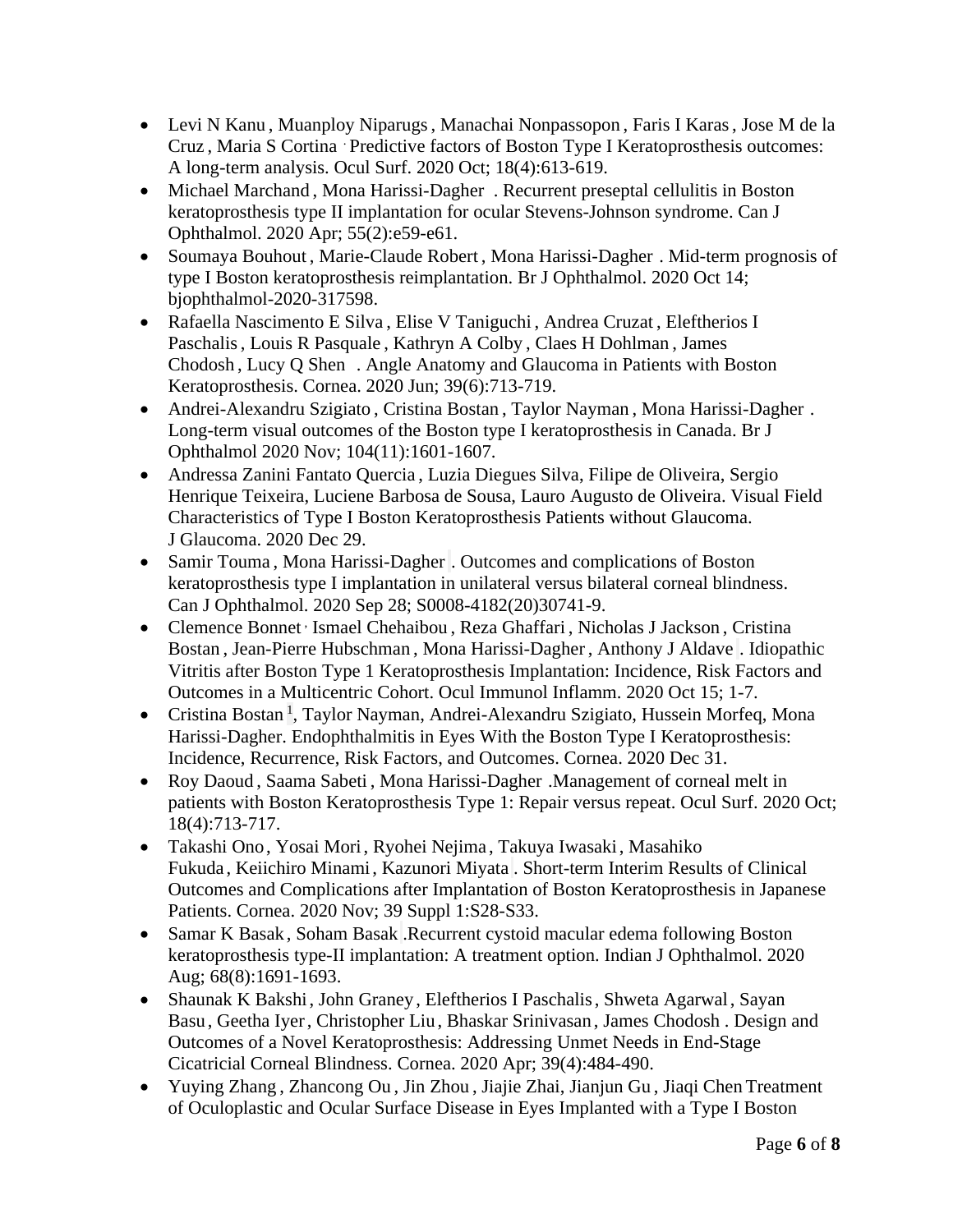- Levi N Kanu , Muanploy Niparugs , Manachai Nonpassopon , Faris I Karas , Jose M de la Cruz , Maria S Cortina . Predictive factors of Boston Type I Keratoprosthesis outcomes: A long-term analysis. Ocul Surf. 2020 Oct; 18(4):613-619.
- Michael Marchand , Mona Harissi-Dagher . Recurrent preseptal cellulitis in Boston keratoprosthesis type II implantation for ocular Stevens-Johnson syndrome. Can J Ophthalmol. 2020 Apr; 55(2):e59-e61.
- Soumaya Bouhout , Marie-Claude Robert , Mona Harissi-Dagher . Mid-term prognosis of type I Boston keratoprosthesis reimplantation. Br J Ophthalmol. 2020 Oct 14; bjophthalmol-2020-317598.
- Rafaella Nascimento E Silva , Elise V Taniguchi , Andrea Cruzat , Eleftherios I Paschalis , Louis R Pasquale , Kathryn A Colby , Claes H Dohlman , James Chodosh , Lucy Q Shen . Angle Anatomy and Glaucoma in Patients with Boston Keratoprosthesis. Cornea. 2020 Jun; 39(6):713-719.
- Andrei-Alexandru Szigiato , Cristina Bostan , Taylor Nayman , Mona Harissi-Dagher . Long-term visual outcomes of the Boston type I keratoprosthesis in Canada. Br J Ophthalmol 2020 Nov; 104(11):1601-1607.
- Andressa Zanini Fantato Quercia , Luzia Diegues Silva, Filipe de Oliveira, Sergio Henrique Teixeira, Luciene Barbosa de Sousa, Lauro Augusto de Oliveira. Visual Field Characteristics of Type I Boston Keratoprosthesis Patients without Glaucoma. J Glaucoma. 2020 Dec 29.
- Samir Touma , Mona Harissi-Dagher . Outcomes and complications of Boston keratoprosthesis type I implantation in unilateral versus bilateral corneal blindness. Can J Ophthalmol. 2020 Sep 28; S0008-4182(20)30741-9.
- Clemence Bonnet , Ismael Chehaibou , Reza Ghaffari , Nicholas J Jackson , Cristina Bostan , Jean-Pierre Hubschman , Mona Harissi-Dagher , Anthony J Aldave . Idiopathic Vitritis after Boston Type 1 Keratoprosthesis Implantation: Incidence, Risk Factors and Outcomes in a Multicentric Cohort. Ocul Immunol Inflamm. 2020 Oct 15; 1-7.
- Cristina Bostan[1], Taylor Nayman, Andrei-Alexandru Szigiato, Hussein Morfeq, Mona Harissi-Dagher. Endophthalmitis in Eyes With the Boston Type I Keratoprosthesis: Incidence, Recurrence, Risk Factors, and Outcomes. Cornea. 2020 Dec 31.
- Roy Daoud , Saama Sabeti , Mona Harissi-Dagher .Management of corneal melt in patients with Boston Keratoprosthesis Type 1: Repair versus repeat. Ocul Surf. 2020 Oct; 18(4):713-717.
- Takashi Ono , Yosai Mori , Ryohei Nejima , Takuya Iwasaki , Masahiko Fukuda , Keiichiro Minami , Kazunori Miyata . Short-term Interim Results of Clinical Outcomes and Complications after Implantation of Boston Keratoprosthesis in Japanese Patients. Cornea. 2020 Nov; 39 Suppl 1:S28-S33.
- Samar K Basak , Soham Basak .Recurrent cystoid macular edema following Boston keratoprosthesis type-II implantation: A treatment option. Indian J Ophthalmol. 2020 Aug; 68(8):1691-1693.
- Shaunak K Bakshi , John Graney , Eleftherios I Paschalis , Shweta Agarwal , Sayan Basu , Geetha Iyer , Christopher Liu , Bhaskar Srinivasan , James Chodosh . Design and Outcomes of a Novel Keratoprosthesis: Addressing Unmet Needs in End-Stage Cicatricial Corneal Blindness. Cornea. 2020 Apr; 39(4):484-490.
- Yuying Zhang , Zhancong Ou , Jin Zhou , Jiajie Zhai, Jianjun Gu , Jiaqi Chen Treatment of Oculoplastic and Ocular Surface Disease in Eyes Implanted with a Type I Boston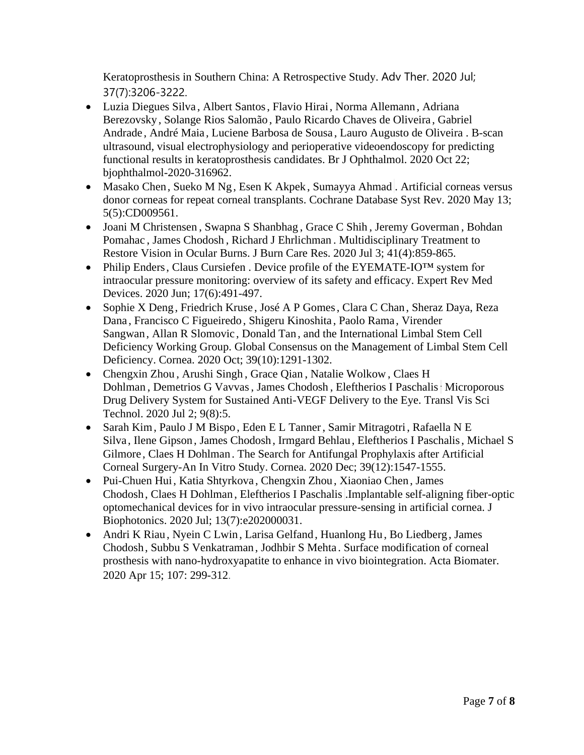Keratoprosthesis in Southern China: A Retrospective Study. Adv Ther. 2020 Jul; 37(7):3206-3222.

- Luzia Diegues Silva, Albert Santos, Flavio Hirai, Norma Allemann, Adriana Berezovsky, Solange Rios Salomão, Paulo Ricardo Chaves de Oliveira, Gabriel Andrade, André Maia, Luciene Barbosa de Sousa, Lauro Augusto de Oliveira . B-scan ultrasound, visual electrophysiology and perioperative videoendoscopy for predicting functional results in keratoprosthesis candidates. Br J Ophthalmol. 2020 Oct 22; bjophthalmol-2020-316962.
- Masako Chen, Sueko M Ng, Esen K Akpek, Sumayya Ahmad . Artificial corneas versus donor corneas for repeat corneal transplants. Cochrane Database Syst Rev. 2020 May 13; 5(5):CD009561.
- Joani M Christensen, Swapna S Shanbhag, Grace C Shih, Jeremy Goverman, Bohdan Pomahac, James Chodosh, Richard J Ehrlichman . Multidisciplinary Treatment to Restore Vision in Ocular Burns. J Burn Care Res. 2020 Jul 3; 41(4):859-865.
- Philip Enders, Claus Cursiefen . Device profile of the EYEMATE-IO™ system for intraocular pressure monitoring: overview of its safety and efficacy. Expert Rev Med Devices. 2020 Jun; 17(6):491-497.
- Sophie X Deng, Friedrich Kruse, José A P Gomes, Clara C Chan, Sheraz Daya, Reza Dana, Francisco C Figueiredo, Shigeru Kinoshita, Paolo Rama, Virender Sangwan, Allan R Slomovic, Donald Tan, and the International Limbal Stem Cell Deficiency Working Group. Global Consensus on the Management of Limbal Stem Cell Deficiency. Cornea. 2020 Oct; 39(10):1291-1302.
- Chengxin Zhou, Arushi Singh, Grace Qian, Natalie Wolkow, Claes H Dohlman, Demetrios G Vavvas, James Chodosh, Eleftherios I Paschalis Microporous Drug Delivery System for Sustained Anti-VEGF Delivery to the Eye. Transl Vis Sci Technol. 2020 Jul 2; 9(8):5.
- Sarah Kim, Paulo J M Bispo, Eden E L Tanner, Samir Mitragotri, Rafaella N E Silva, Ilene Gipson, James Chodosh, Irmgard Behlau, Eleftherios I Paschalis, Michael S Gilmore, Claes H Dohlman. The Search for Antifungal Prophylaxis after Artificial Corneal Surgery-An In Vitro Study. Cornea. 2020 Dec; 39(12):1547-1555.
- Pui-Chuen Hui, Katia Shtyrkova, Chengxin Zhou, Xiaoniao Chen, James Chodosh, Claes H Dohlman, Eleftherios I Paschalis .Implantable self-aligning fiber-optic optomechanical devices for in vivo intraocular pressure-sensing in artificial cornea. J Biophotonics. 2020 Jul; 13(7):e202000031.
- Andri K Riau, Nyein C Lwin, Larisa Gelfand, Huanlong Hu, Bo Liedberg, James Chodosh, Subbu S Venkatraman, Jodhbir S Mehta. Surface modification of corneal prosthesis with nano-hydroxyapatite to enhance in vivo biointegration. Acta Biomater. 2020 Apr 15; 107: 299-312.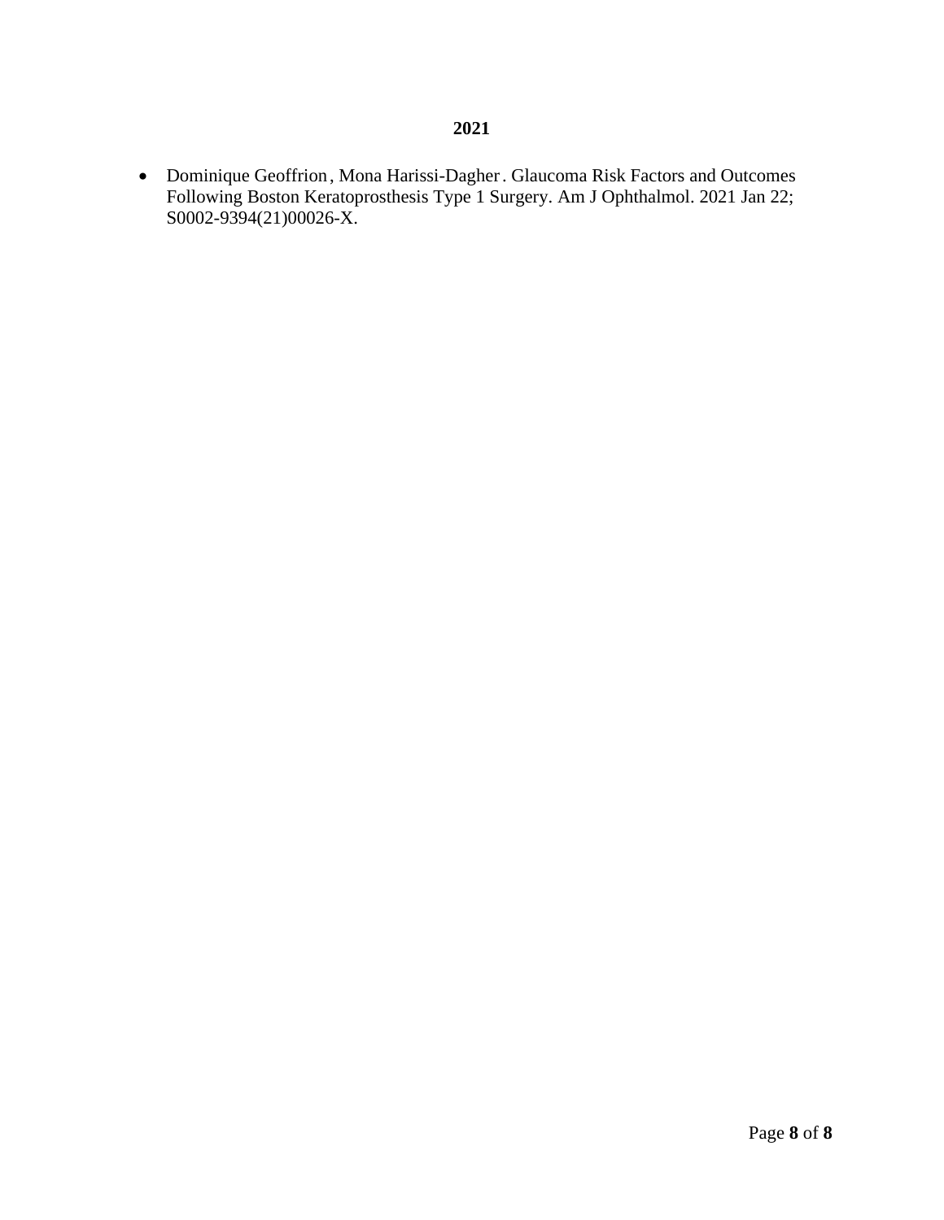**2021**

- Dominique Geoffrion, Mona Harissi-Dagher. Glaucoma Risk Factors and Outcomes Following Boston Keratoprosthesis Type 1 Surgery. Am J Ophthalmol. 2021 Jan 22; S0002-9394(21)00026-X.